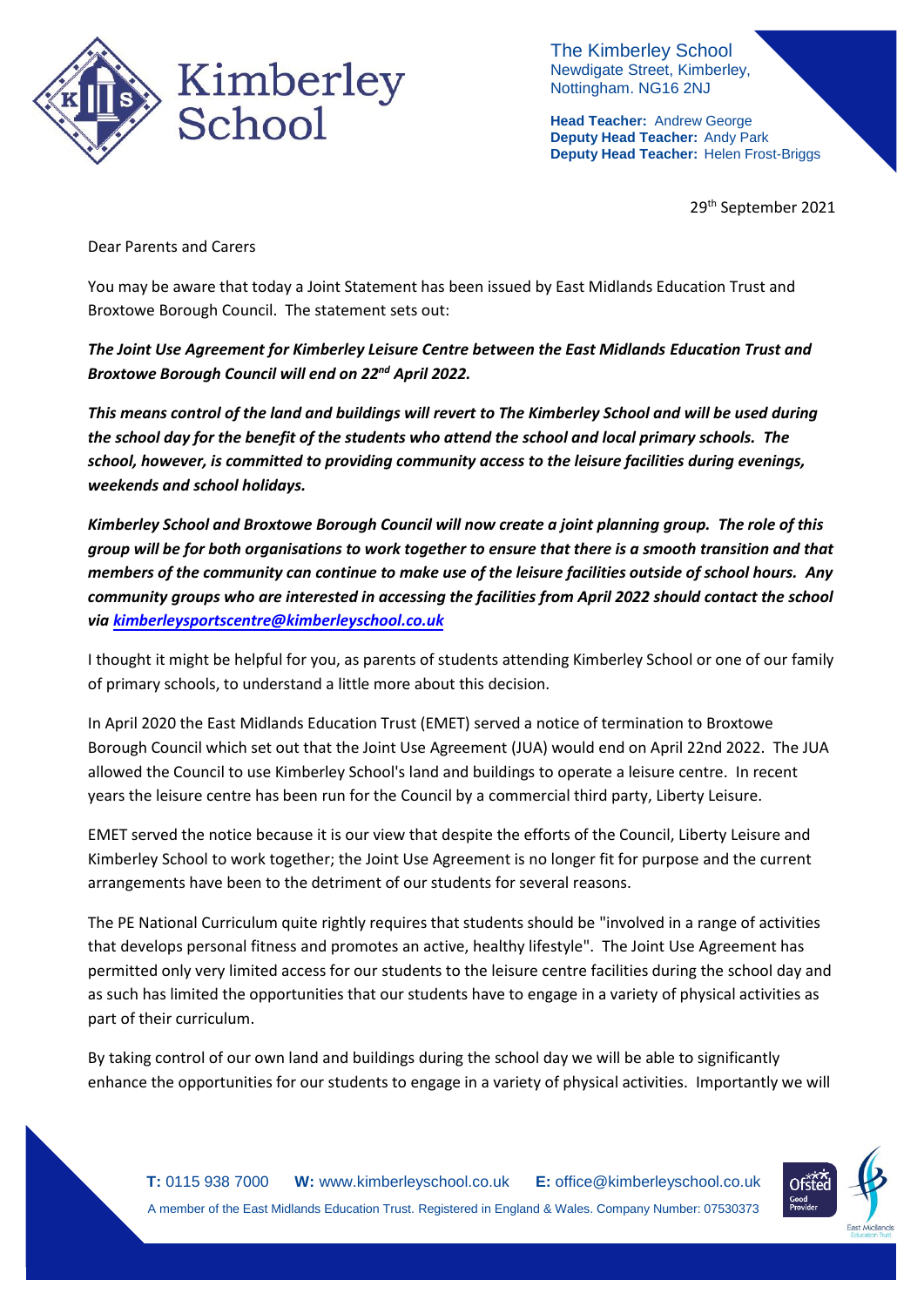The Kimberley School
Newdigate Street, Kimberley,
Nottingham. NG16 2NJ

**Head Teacher:** Andrew George
**Deputy Head Teacher:** Andy Park
**Deputy Head Teacher:** Helen Frost-Briggs

29th September 2021

Dear Parents and Carers

You may be aware that today a Joint Statement has been issued by East Midlands Education Trust and Broxtowe Borough Council. The statement sets out:

***The Joint Use Agreement for Kimberley Leisure Centre between the East Midlands Education Trust and Broxtowe Borough Council will end on 22nd April 2022.***

***This means control of the land and buildings will revert to The Kimberley School and will be used during the school day for the benefit of the students who attend the school and local primary schools. The school, however, is committed to providing community access to the leisure facilities during evenings, weekends and school holidays.***

***Kimberley School and Broxtowe Borough Council will now create a joint planning group. The role of this group will be for both organisations to work together to ensure that there is a smooth transition and that members of the community can continue to make use of the leisure facilities outside of school hours. Any community groups who are interested in accessing the facilities from April 2022 should contact the school via kimberleysportscentre@kimberleyschool.co.uk***

I thought it might be helpful for you, as parents of students attending Kimberley School or one of our family of primary schools, to understand a little more about this decision.

In April 2020 the East Midlands Education Trust (EMET) served a notice of termination to Broxtowe Borough Council which set out that the Joint Use Agreement (JUA) would end on April 22nd 2022. The JUA allowed the Council to use Kimberley School's land and buildings to operate a leisure centre. In recent years the leisure centre has been run for the Council by a commercial third party, Liberty Leisure.

EMET served the notice because it is our view that despite the efforts of the Council, Liberty Leisure and Kimberley School to work together; the Joint Use Agreement is no longer fit for purpose and the current arrangements have been to the detriment of our students for several reasons.

The PE National Curriculum quite rightly requires that students should be "involved in a range of activities that develops personal fitness and promotes an active, healthy lifestyle". The Joint Use Agreement has permitted only very limited access for our students to the leisure centre facilities during the school day and as such has limited the opportunities that our students have to engage in a variety of physical activities as part of their curriculum.

By taking control of our own land and buildings during the school day we will be able to significantly enhance the opportunities for our students to engage in a variety of physical activities. Importantly we will

**T:** 0115 938 7000 **W:** www.kimberleyschool.co.uk **E:** office@kimberleyschool.co.uk

A member of the East Midlands Education Trust. Registered in England & Wales. Company Number: 07530373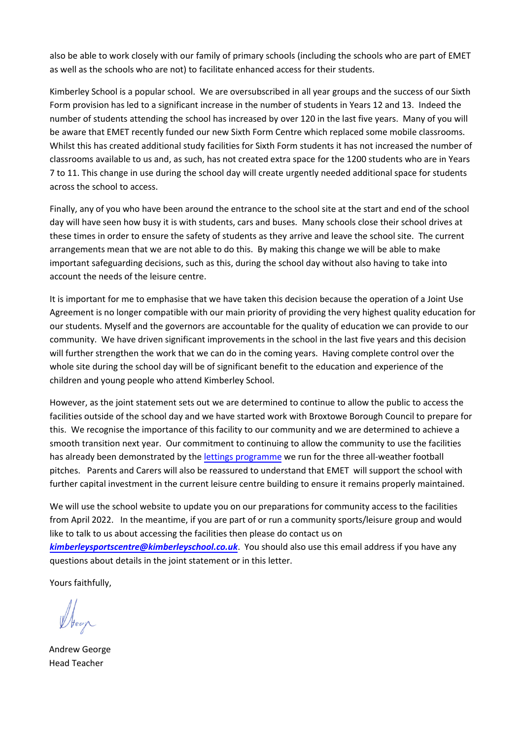also be able to work closely with our family of primary schools (including the schools who are part of EMET as well as the schools who are not) to facilitate enhanced access for their students.

Kimberley School is a popular school. We are oversubscribed in all year groups and the success of our Sixth Form provision has led to a significant increase in the number of students in Years 12 and 13. Indeed the number of students attending the school has increased by over 120 in the last five years. Many of you will be aware that EMET recently funded our new Sixth Form Centre which replaced some mobile classrooms. Whilst this has created additional study facilities for Sixth Form students it has not increased the number of classrooms available to us and, as such, has not created extra space for the 1200 students who are in Years 7 to 11. This change in use during the school day will create urgently needed additional space for students across the school to access.

Finally, any of you who have been around the entrance to the school site at the start and end of the school day will have seen how busy it is with students, cars and buses. Many schools close their school drives at these times in order to ensure the safety of students as they arrive and leave the school site. The current arrangements mean that we are not able to do this. By making this change we will be able to make important safeguarding decisions, such as this, during the school day without also having to take into account the needs of the leisure centre.

It is important for me to emphasise that we have taken this decision because the operation of a Joint Use Agreement is no longer compatible with our main priority of providing the very highest quality education for our students. Myself and the governors are accountable for the quality of education we can provide to our community. We have driven significant improvements in the school in the last five years and this decision will further strengthen the work that we can do in the coming years. Having complete control over the whole site during the school day will be of significant benefit to the education and experience of the children and young people who attend Kimberley School.

However, as the joint statement sets out we are determined to continue to allow the public to access the facilities outside of the school day and we have started work with Broxtowe Borough Council to prepare for this. We recognise the importance of this facility to our community and we are determined to achieve a smooth transition next year. Our commitment to continuing to allow the community to use the facilities has already been demonstrated by the lettings programme we run for the three all-weather football pitches. Parents and Carers will also be reassured to understand that EMET will support the school with further capital investment in the current leisure centre building to ensure it remains properly maintained.

We will use the school website to update you on our preparations for community access to the facilities from April 2022. In the meantime, if you are part of or run a community sports/leisure group and would like to talk to us about accessing the facilities then please do contact us on ***kimberleysportscentre@kimberleyschool.co.uk***. You should also use this email address if you have any questions about details in the joint statement or in this letter.

Yours faithfully,

Andrew George
Head Teacher